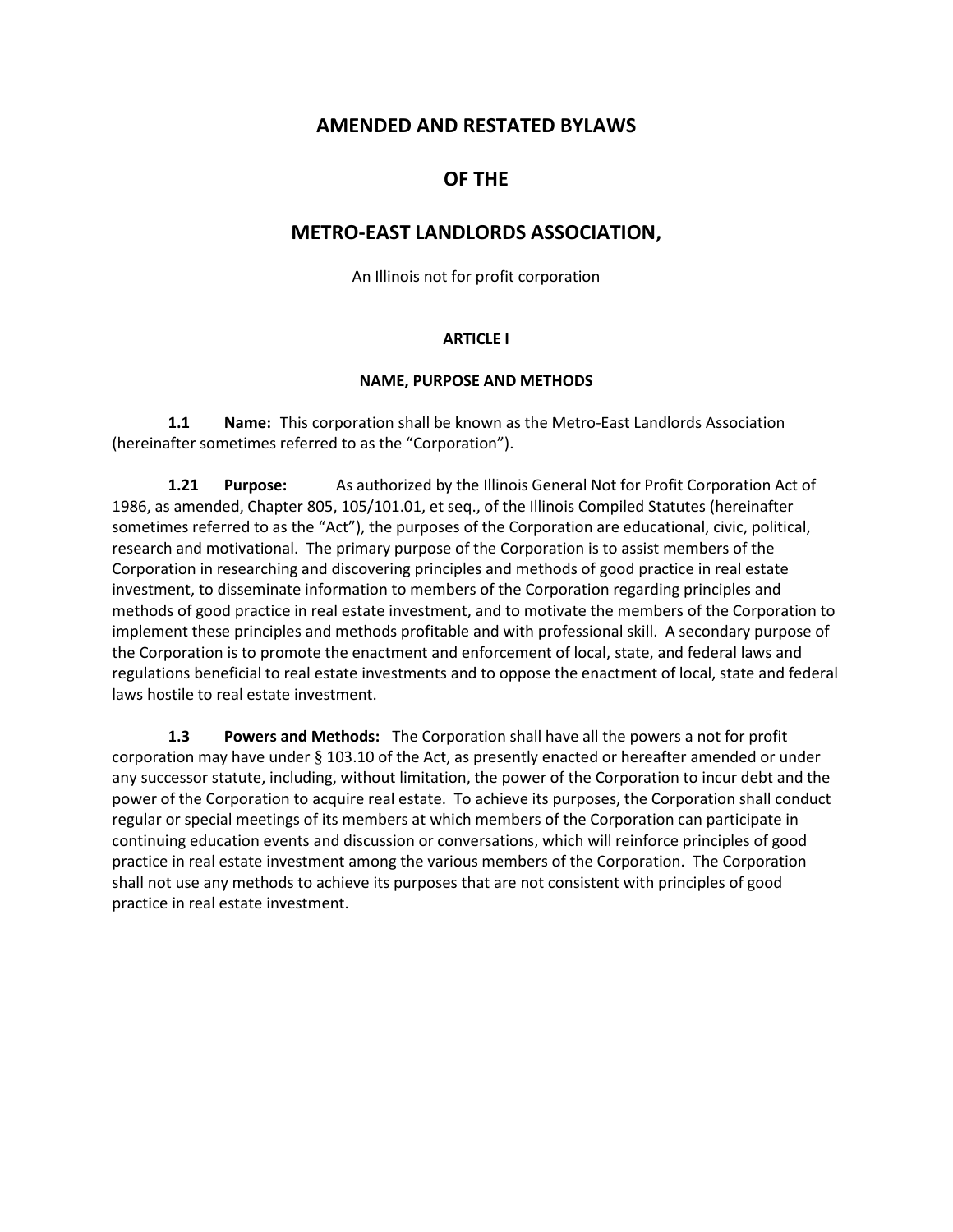# AMENDED AND RESTATED BYLAWS

# OF THE

# METRO-EAST LANDLORDS ASSOCIATION,

An Illinois not for profit corporation

## ARTICLE I

## NAME, PURPOSE AND METHODS

**1.1 Name:** This corporation shall be known as the Metro-East Landlords Association (hereinafter sometimes referred to as the "Corporation").

**1.21 Purpose:** As authorized by the Illinois General Not for Profit Corporation Act of 1986, as amended, Chapter 805, 105/101.01, et seq., of the Illinois Compiled Statutes (hereinafter sometimes referred to as the "Act"), the purposes of the Corporation are educational, civic, political, research and motivational. The primary purpose of the Corporation is to assist members of the Corporation in researching and discovering principles and methods of good practice in real estate investment, to disseminate information to members of the Corporation regarding principles and methods of good practice in real estate investment, and to motivate the members of the Corporation to implement these principles and methods profitable and with professional skill. A secondary purpose of the Corporation is to promote the enactment and enforcement of local, state, and federal laws and regulations beneficial to real estate investments and to oppose the enactment of local, state and federal laws hostile to real estate investment.

**1.3 Powers and Methods:** The Corporation shall have all the powers a not for profit corporation may have under § 103.10 of the Act, as presently enacted or hereafter amended or under any successor statute, including, without limitation, the power of the Corporation to incur debt and the power of the Corporation to acquire real estate. To achieve its purposes, the Corporation shall conduct regular or special meetings of its members at which members of the Corporation can participate in continuing education events and discussion or conversations, which will reinforce principles of good practice in real estate investment among the various members of the Corporation. The Corporation shall not use any methods to achieve its purposes that are not consistent with principles of good practice in real estate investment.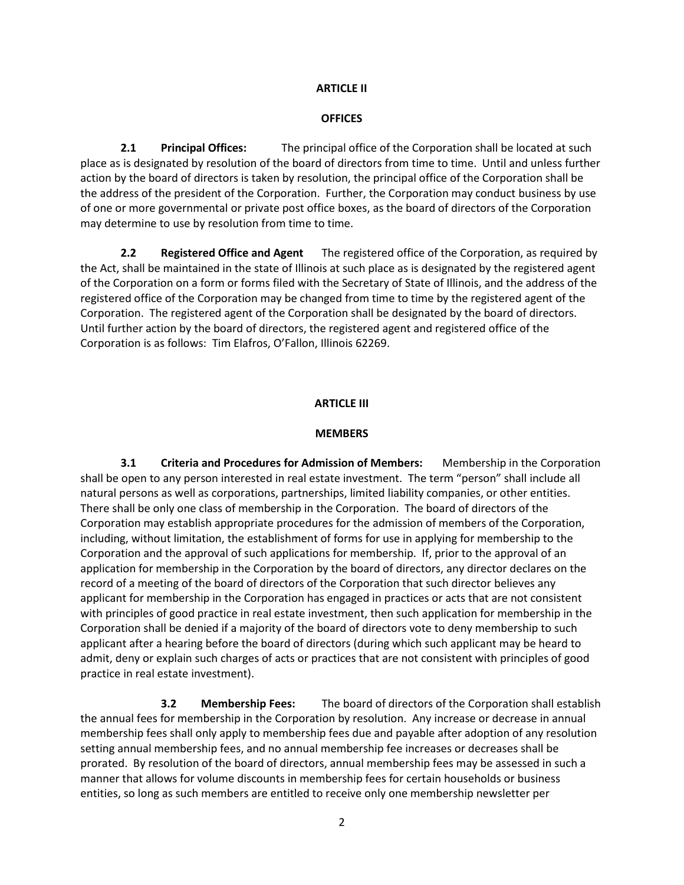## ARTICLE II

## OFFICES

**2.1 Principal Offices:** The principal office of the Corporation shall be located at such place as is designated by resolution of the board of directors from time to time. Until and unless further action by the board of directors is taken by resolution, the principal office of the Corporation shall be the address of the president of the Corporation. Further, the Corporation may conduct business by use of one or more governmental or private post office boxes, as the board of directors of the Corporation may determine to use by resolution from time to time.

**2.2 Registered Office and Agent** The registered office of the Corporation, as required by the Act, shall be maintained in the state of Illinois at such place as is designated by the registered agent of the Corporation on a form or forms filed with the Secretary of State of Illinois, and the address of the registered office of the Corporation may be changed from time to time by the registered agent of the Corporation. The registered agent of the Corporation shall be designated by the board of directors. Until further action by the board of directors, the registered agent and registered office of the Corporation is as follows: Tim Elafros, O'Fallon, Illinois 62269.

## ARTICLE III

## MEMBERS

**3.1 Criteria and Procedures for Admission of Members:** Membership in the Corporation shall be open to any person interested in real estate investment. The term "person" shall include all natural persons as well as corporations, partnerships, limited liability companies, or other entities. There shall be only one class of membership in the Corporation. The board of directors of the Corporation may establish appropriate procedures for the admission of members of the Corporation, including, without limitation, the establishment of forms for use in applying for membership to the Corporation and the approval of such applications for membership. If, prior to the approval of an application for membership in the Corporation by the board of directors, any director declares on the record of a meeting of the board of directors of the Corporation that such director believes any applicant for membership in the Corporation has engaged in practices or acts that are not consistent with principles of good practice in real estate investment, then such application for membership in the Corporation shall be denied if a majority of the board of directors vote to deny membership to such applicant after a hearing before the board of directors (during which such applicant may be heard to admit, deny or explain such charges of acts or practices that are not consistent with principles of good practice in real estate investment).

**3.2 Membership Fees:** The board of directors of the Corporation shall establish the annual fees for membership in the Corporation by resolution. Any increase or decrease in annual membership fees shall only apply to membership fees due and payable after adoption of any resolution setting annual membership fees, and no annual membership fee increases or decreases shall be prorated. By resolution of the board of directors, annual membership fees may be assessed in such a manner that allows for volume discounts in membership fees for certain households or business entities, so long as such members are entitled to receive only one membership newsletter per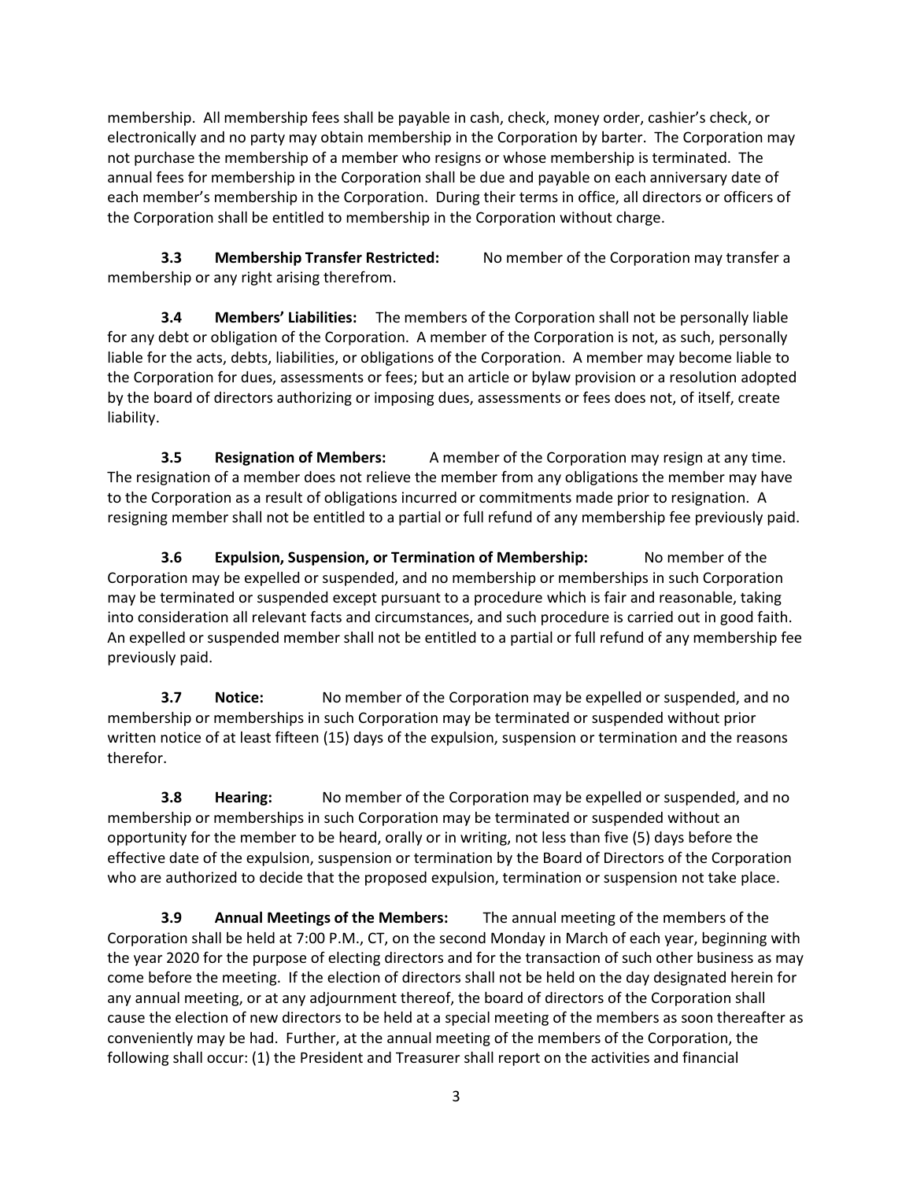membership. All membership fees shall be payable in cash, check, money order, cashier's check, or electronically and no party may obtain membership in the Corporation by barter. The Corporation may not purchase the membership of a member who resigns or whose membership is terminated. The annual fees for membership in the Corporation shall be due and payable on each anniversary date of each member's membership in the Corporation. During their terms in office, all directors or officers of the Corporation shall be entitled to membership in the Corporation without charge.

**3.3 Membership Transfer Restricted:** No member of the Corporation may transfer a membership or any right arising therefrom.

**3.4 Members' Liabilities:** The members of the Corporation shall not be personally liable for any debt or obligation of the Corporation. A member of the Corporation is not, as such, personally liable for the acts, debts, liabilities, or obligations of the Corporation. A member may become liable to the Corporation for dues, assessments or fees; but an article or bylaw provision or a resolution adopted by the board of directors authorizing or imposing dues, assessments or fees does not, of itself, create liability.

**3.5 Resignation of Members:** A member of the Corporation may resign at any time. The resignation of a member does not relieve the member from any obligations the member may have to the Corporation as a result of obligations incurred or commitments made prior to resignation. A resigning member shall not be entitled to a partial or full refund of any membership fee previously paid.

**3.6 Expulsion, Suspension, or Termination of Membership:** No member of the Corporation may be expelled or suspended, and no membership or memberships in such Corporation may be terminated or suspended except pursuant to a procedure which is fair and reasonable, taking into consideration all relevant facts and circumstances, and such procedure is carried out in good faith. An expelled or suspended member shall not be entitled to a partial or full refund of any membership fee previously paid.

**3.7 Notice:** No member of the Corporation may be expelled or suspended, and no membership or memberships in such Corporation may be terminated or suspended without prior written notice of at least fifteen (15) days of the expulsion, suspension or termination and the reasons therefor.

**3.8 Hearing:** No member of the Corporation may be expelled or suspended, and no membership or memberships in such Corporation may be terminated or suspended without an opportunity for the member to be heard, orally or in writing, not less than five (5) days before the effective date of the expulsion, suspension or termination by the Board of Directors of the Corporation who are authorized to decide that the proposed expulsion, termination or suspension not take place.

**3.9 Annual Meetings of the Members:** The annual meeting of the members of the Corporation shall be held at 7:00 P.M., CT, on the second Monday in March of each year, beginning with the year 2020 for the purpose of electing directors and for the transaction of such other business as may come before the meeting. If the election of directors shall not be held on the day designated herein for any annual meeting, or at any adjournment thereof, the board of directors of the Corporation shall cause the election of new directors to be held at a special meeting of the members as soon thereafter as conveniently may be had. Further, at the annual meeting of the members of the Corporation, the following shall occur: (1) the President and Treasurer shall report on the activities and financial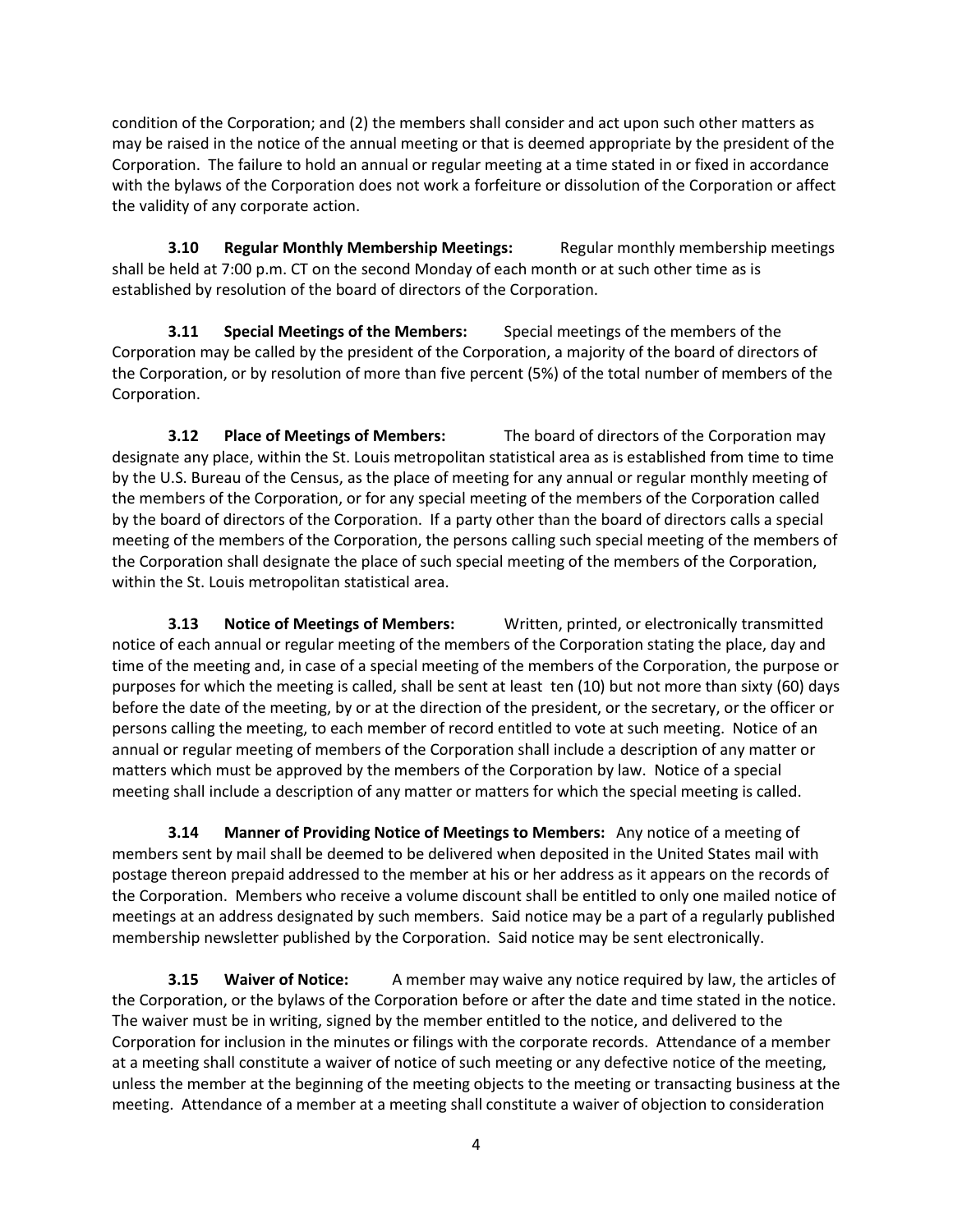condition of the Corporation; and (2) the members shall consider and act upon such other matters as may be raised in the notice of the annual meeting or that is deemed appropriate by the president of the Corporation. The failure to hold an annual or regular meeting at a time stated in or fixed in accordance with the bylaws of the Corporation does not work a forfeiture or dissolution of the Corporation or affect the validity of any corporate action.

**3.10 Regular Monthly Membership Meetings:** Regular monthly membership meetings shall be held at 7:00 p.m. CT on the second Monday of each month or at such other time as is established by resolution of the board of directors of the Corporation.

**3.11 Special Meetings of the Members:** Special meetings of the members of the Corporation may be called by the president of the Corporation, a majority of the board of directors of the Corporation, or by resolution of more than five percent (5%) of the total number of members of the Corporation.

**3.12 Place of Meetings of Members:** The board of directors of the Corporation may designate any place, within the St. Louis metropolitan statistical area as is established from time to time by the U.S. Bureau of the Census, as the place of meeting for any annual or regular monthly meeting of the members of the Corporation, or for any special meeting of the members of the Corporation called by the board of directors of the Corporation. If a party other than the board of directors calls a special meeting of the members of the Corporation, the persons calling such special meeting of the members of the Corporation shall designate the place of such special meeting of the members of the Corporation, within the St. Louis metropolitan statistical area.

**3.13 Notice of Meetings of Members:** Written, printed, or electronically transmitted notice of each annual or regular meeting of the members of the Corporation stating the place, day and time of the meeting and, in case of a special meeting of the members of the Corporation, the purpose or purposes for which the meeting is called, shall be sent at least ten (10) but not more than sixty (60) days before the date of the meeting, by or at the direction of the president, or the secretary, or the officer or persons calling the meeting, to each member of record entitled to vote at such meeting. Notice of an annual or regular meeting of members of the Corporation shall include a description of any matter or matters which must be approved by the members of the Corporation by law. Notice of a special meeting shall include a description of any matter or matters for which the special meeting is called.

**3.14 Manner of Providing Notice of Meetings to Members:** Any notice of a meeting of members sent by mail shall be deemed to be delivered when deposited in the United States mail with postage thereon prepaid addressed to the member at his or her address as it appears on the records of the Corporation. Members who receive a volume discount shall be entitled to only one mailed notice of meetings at an address designated by such members. Said notice may be a part of a regularly published membership newsletter published by the Corporation. Said notice may be sent electronically.

**3.15 Waiver of Notice:** A member may waive any notice required by law, the articles of the Corporation, or the bylaws of the Corporation before or after the date and time stated in the notice. The waiver must be in writing, signed by the member entitled to the notice, and delivered to the Corporation for inclusion in the minutes or filings with the corporate records. Attendance of a member at a meeting shall constitute a waiver of notice of such meeting or any defective notice of the meeting, unless the member at the beginning of the meeting objects to the meeting or transacting business at the meeting. Attendance of a member at a meeting shall constitute a waiver of objection to consideration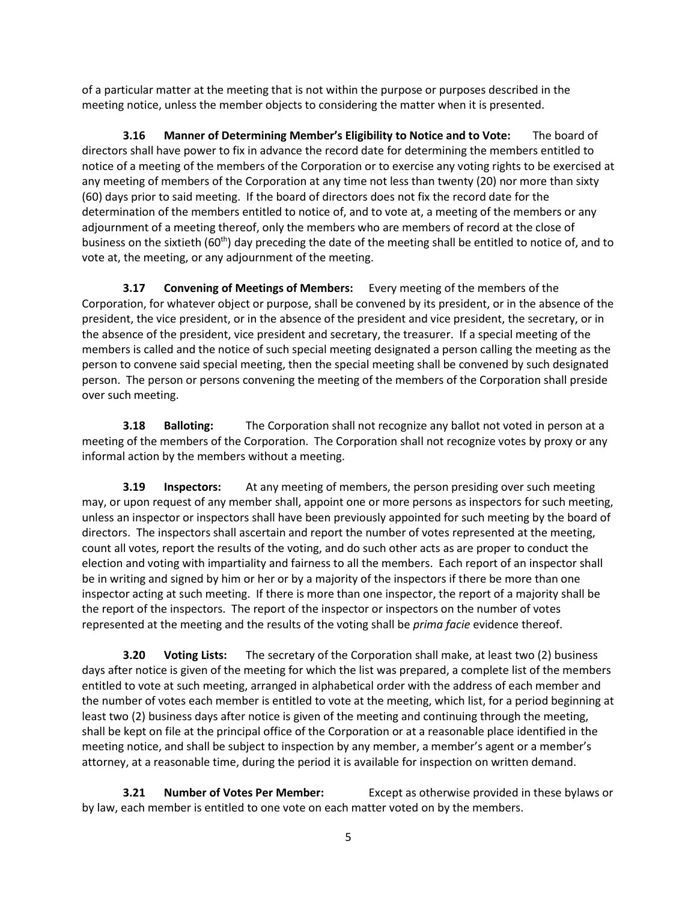of a particular matter at the meeting that is not within the purpose or purposes described in the meeting notice, unless the member objects to considering the matter when it is presented.

**3.16 Manner of Determining Member's Eligibility to Notice and to Vote:** The board of directors shall have power to fix in advance the record date for determining the members entitled to notice of a meeting of the members of the Corporation or to exercise any voting rights to be exercised at any meeting of members of the Corporation at any time not less than twenty (20) nor more than sixty (60) days prior to said meeting. If the board of directors does not fix the record date for the determination of the members entitled to notice of, and to vote at, a meeting of the members or any adjournment of a meeting thereof, only the members who are members of record at the close of business on the sixtieth (60th) day preceding the date of the meeting shall be entitled to notice of, and to vote at, the meeting, or any adjournment of the meeting.

**3.17 Convening of Meetings of Members:** Every meeting of the members of the Corporation, for whatever object or purpose, shall be convened by its president, or in the absence of the president, the vice president, or in the absence of the president and vice president, the secretary, or in the absence of the president, vice president and secretary, the treasurer. If a special meeting of the members is called and the notice of such special meeting designated a person calling the meeting as the person to convene said special meeting, then the special meeting shall be convened by such designated person. The person or persons convening the meeting of the members of the Corporation shall preside over such meeting.

**3.18 Balloting:** The Corporation shall not recognize any ballot not voted in person at a meeting of the members of the Corporation. The Corporation shall not recognize votes by proxy or any informal action by the members without a meeting.

**3.19 Inspectors:** At any meeting of members, the person presiding over such meeting may, or upon request of any member shall, appoint one or more persons as inspectors for such meeting, unless an inspector or inspectors shall have been previously appointed for such meeting by the board of directors. The inspectors shall ascertain and report the number of votes represented at the meeting, count all votes, report the results of the voting, and do such other acts as are proper to conduct the election and voting with impartiality and fairness to all the members. Each report of an inspector shall be in writing and signed by him or her or by a majority of the inspectors if there be more than one inspector acting at such meeting. If there is more than one inspector, the report of a majority shall be the report of the inspectors. The report of the inspector or inspectors on the number of votes represented at the meeting and the results of the voting shall be *prima facie* evidence thereof.

**3.20 Voting Lists:** The secretary of the Corporation shall make, at least two (2) business days after notice is given of the meeting for which the list was prepared, a complete list of the members entitled to vote at such meeting, arranged in alphabetical order with the address of each member and the number of votes each member is entitled to vote at the meeting, which list, for a period beginning at least two (2) business days after notice is given of the meeting and continuing through the meeting, shall be kept on file at the principal office of the Corporation or at a reasonable place identified in the meeting notice, and shall be subject to inspection by any member, a member's agent or a member's attorney, at a reasonable time, during the period it is available for inspection on written demand.

**3.21 Number of Votes Per Member:** Except as otherwise provided in these bylaws or by law, each member is entitled to one vote on each matter voted on by the members.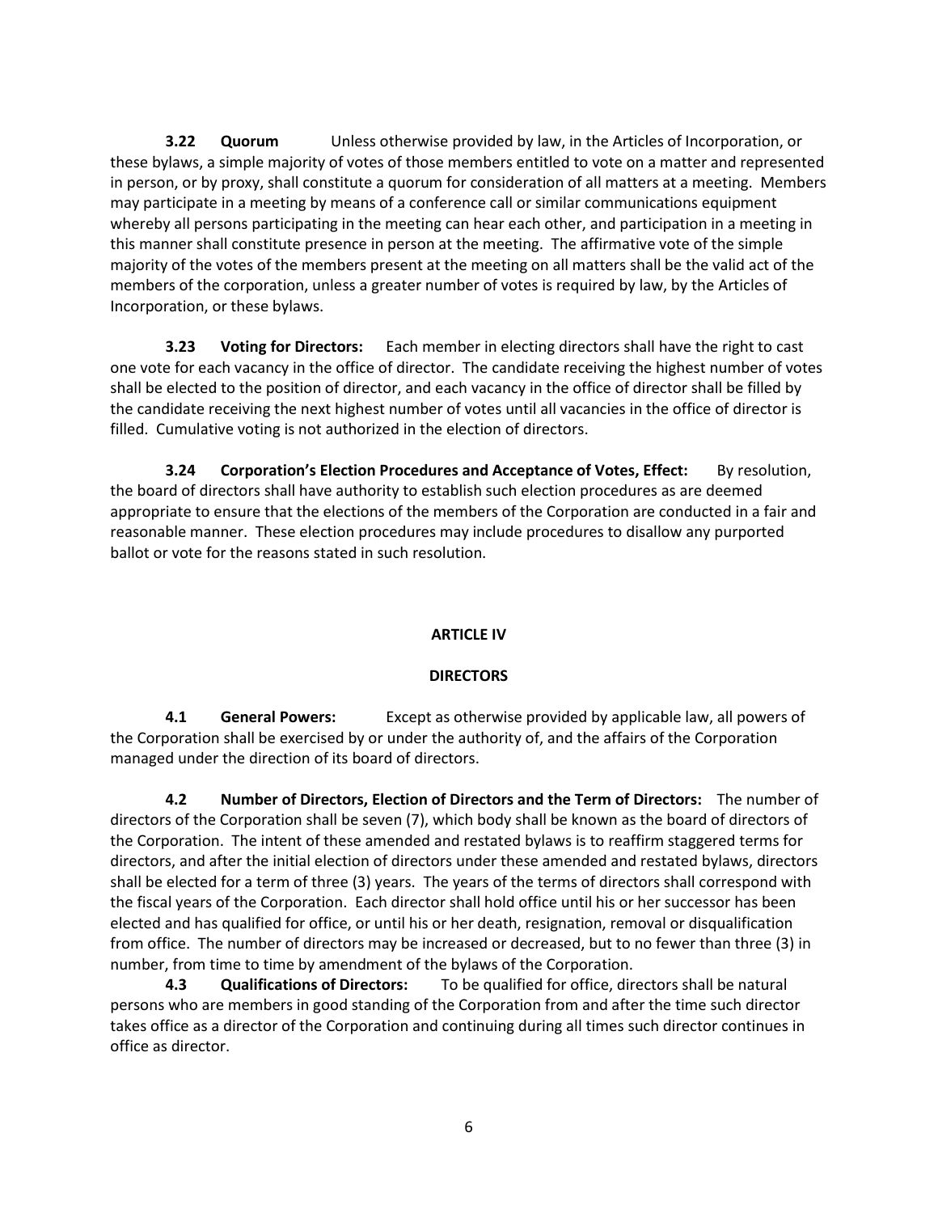**3.22 Quorum** Unless otherwise provided by law, in the Articles of Incorporation, or these bylaws, a simple majority of votes of those members entitled to vote on a matter and represented in person, or by proxy, shall constitute a quorum for consideration of all matters at a meeting. Members may participate in a meeting by means of a conference call or similar communications equipment whereby all persons participating in the meeting can hear each other, and participation in a meeting in this manner shall constitute presence in person at the meeting. The affirmative vote of the simple majority of the votes of the members present at the meeting on all matters shall be the valid act of the members of the corporation, unless a greater number of votes is required by law, by the Articles of Incorporation, or these bylaws.

**3.23 Voting for Directors:** Each member in electing directors shall have the right to cast one vote for each vacancy in the office of director. The candidate receiving the highest number of votes shall be elected to the position of director, and each vacancy in the office of director shall be filled by the candidate receiving the next highest number of votes until all vacancies in the office of director is filled. Cumulative voting is not authorized in the election of directors.

**3.24 Corporation's Election Procedures and Acceptance of Votes, Effect:** By resolution, the board of directors shall have authority to establish such election procedures as are deemed appropriate to ensure that the elections of the members of the Corporation are conducted in a fair and reasonable manner. These election procedures may include procedures to disallow any purported ballot or vote for the reasons stated in such resolution.

## ARTICLE IV

## DIRECTORS

**4.1 General Powers:** Except as otherwise provided by applicable law, all powers of the Corporation shall be exercised by or under the authority of, and the affairs of the Corporation managed under the direction of its board of directors.

**4.2 Number of Directors, Election of Directors and the Term of Directors:** The number of directors of the Corporation shall be seven (7), which body shall be known as the board of directors of the Corporation. The intent of these amended and restated bylaws is to reaffirm staggered terms for directors, and after the initial election of directors under these amended and restated bylaws, directors shall be elected for a term of three (3) years. The years of the terms of directors shall correspond with the fiscal years of the Corporation. Each director shall hold office until his or her successor has been elected and has qualified for office, or until his or her death, resignation, removal or disqualification from office. The number of directors may be increased or decreased, but to no fewer than three (3) in number, from time to time by amendment of the bylaws of the Corporation.

**4.3 Qualifications of Directors:** To be qualified for office, directors shall be natural persons who are members in good standing of the Corporation from and after the time such director takes office as a director of the Corporation and continuing during all times such director continues in office as director.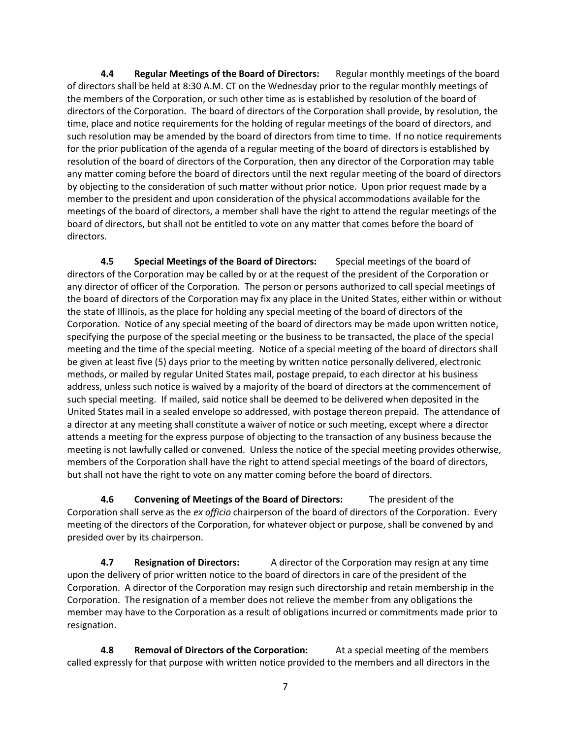**4.4 Regular Meetings of the Board of Directors:** Regular monthly meetings of the board of directors shall be held at 8:30 A.M. CT on the Wednesday prior to the regular monthly meetings of the members of the Corporation, or such other time as is established by resolution of the board of directors of the Corporation. The board of directors of the Corporation shall provide, by resolution, the time, place and notice requirements for the holding of regular meetings of the board of directors, and such resolution may be amended by the board of directors from time to time. If no notice requirements for the prior publication of the agenda of a regular meeting of the board of directors is established by resolution of the board of directors of the Corporation, then any director of the Corporation may table any matter coming before the board of directors until the next regular meeting of the board of directors by objecting to the consideration of such matter without prior notice. Upon prior request made by a member to the president and upon consideration of the physical accommodations available for the meetings of the board of directors, a member shall have the right to attend the regular meetings of the board of directors, but shall not be entitled to vote on any matter that comes before the board of directors.

**4.5 Special Meetings of the Board of Directors:** Special meetings of the board of directors of the Corporation may be called by or at the request of the president of the Corporation or any director of officer of the Corporation. The person or persons authorized to call special meetings of the board of directors of the Corporation may fix any place in the United States, either within or without the state of Illinois, as the place for holding any special meeting of the board of directors of the Corporation. Notice of any special meeting of the board of directors may be made upon written notice, specifying the purpose of the special meeting or the business to be transacted, the place of the special meeting and the time of the special meeting. Notice of a special meeting of the board of directors shall be given at least five (5) days prior to the meeting by written notice personally delivered, electronic methods, or mailed by regular United States mail, postage prepaid, to each director at his business address, unless such notice is waived by a majority of the board of directors at the commencement of such special meeting. If mailed, said notice shall be deemed to be delivered when deposited in the United States mail in a sealed envelope so addressed, with postage thereon prepaid. The attendance of a director at any meeting shall constitute a waiver of notice or such meeting, except where a director attends a meeting for the express purpose of objecting to the transaction of any business because the meeting is not lawfully called or convened. Unless the notice of the special meeting provides otherwise, members of the Corporation shall have the right to attend special meetings of the board of directors, but shall not have the right to vote on any matter coming before the board of directors.

**4.6 Convening of Meetings of the Board of Directors:** The president of the Corporation shall serve as the *ex officio* chairperson of the board of directors of the Corporation. Every meeting of the directors of the Corporation, for whatever object or purpose, shall be convened by and presided over by its chairperson.

**4.7 Resignation of Directors:** A director of the Corporation may resign at any time upon the delivery of prior written notice to the board of directors in care of the president of the Corporation. A director of the Corporation may resign such directorship and retain membership in the Corporation. The resignation of a member does not relieve the member from any obligations the member may have to the Corporation as a result of obligations incurred or commitments made prior to resignation.

**4.8 Removal of Directors of the Corporation:** At a special meeting of the members called expressly for that purpose with written notice provided to the members and all directors in the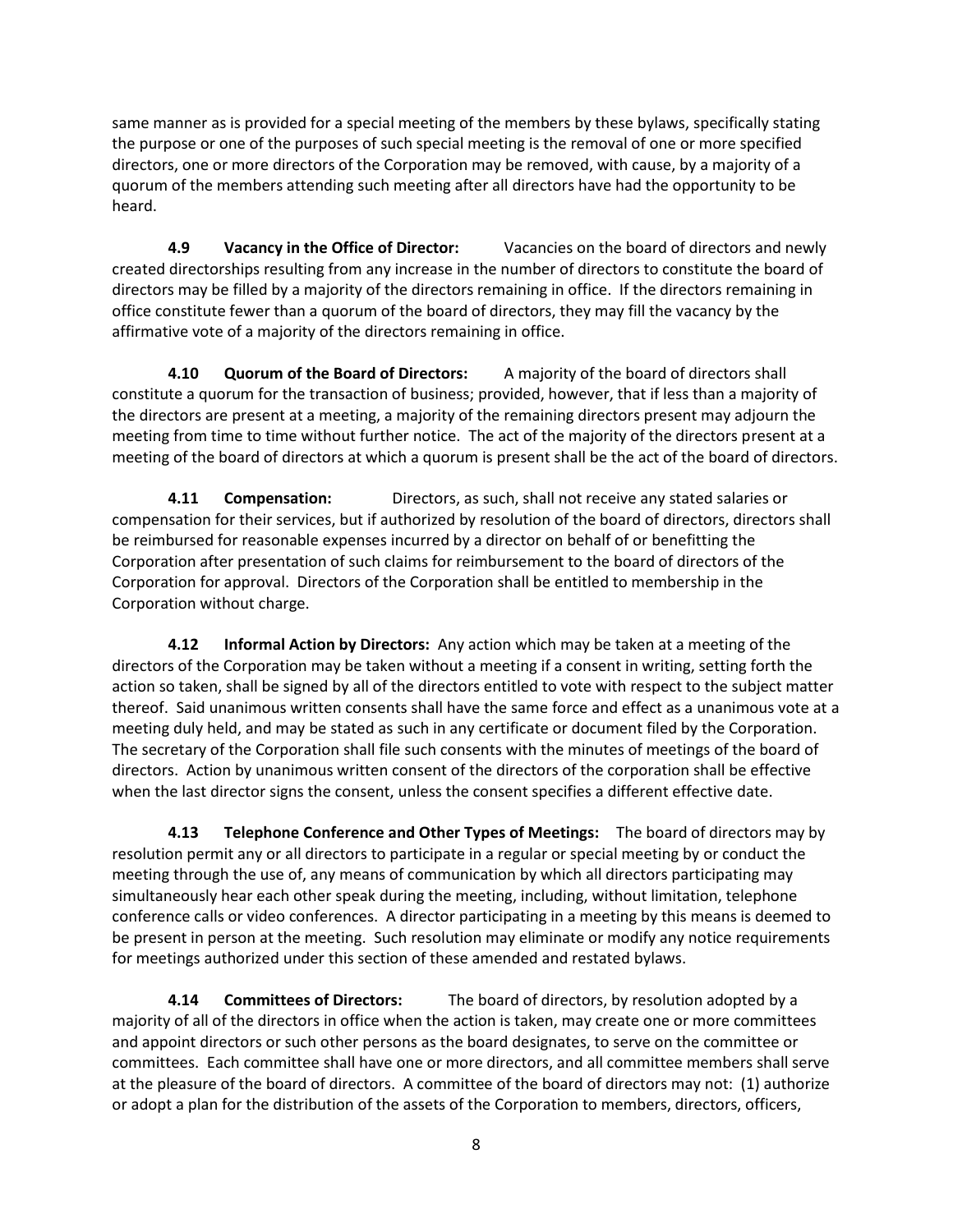same manner as is provided for a special meeting of the members by these bylaws, specifically stating the purpose or one of the purposes of such special meeting is the removal of one or more specified directors, one or more directors of the Corporation may be removed, with cause, by a majority of a quorum of the members attending such meeting after all directors have had the opportunity to be heard.

**4.9 Vacancy in the Office of Director:** Vacancies on the board of directors and newly created directorships resulting from any increase in the number of directors to constitute the board of directors may be filled by a majority of the directors remaining in office. If the directors remaining in office constitute fewer than a quorum of the board of directors, they may fill the vacancy by the affirmative vote of a majority of the directors remaining in office.

**4.10 Quorum of the Board of Directors:** A majority of the board of directors shall constitute a quorum for the transaction of business; provided, however, that if less than a majority of the directors are present at a meeting, a majority of the remaining directors present may adjourn the meeting from time to time without further notice. The act of the majority of the directors present at a meeting of the board of directors at which a quorum is present shall be the act of the board of directors.

**4.11 Compensation:** Directors, as such, shall not receive any stated salaries or compensation for their services, but if authorized by resolution of the board of directors, directors shall be reimbursed for reasonable expenses incurred by a director on behalf of or benefitting the Corporation after presentation of such claims for reimbursement to the board of directors of the Corporation for approval. Directors of the Corporation shall be entitled to membership in the Corporation without charge.

**4.12 Informal Action by Directors:** Any action which may be taken at a meeting of the directors of the Corporation may be taken without a meeting if a consent in writing, setting forth the action so taken, shall be signed by all of the directors entitled to vote with respect to the subject matter thereof. Said unanimous written consents shall have the same force and effect as a unanimous vote at a meeting duly held, and may be stated as such in any certificate or document filed by the Corporation. The secretary of the Corporation shall file such consents with the minutes of meetings of the board of directors. Action by unanimous written consent of the directors of the corporation shall be effective when the last director signs the consent, unless the consent specifies a different effective date.

**4.13 Telephone Conference and Other Types of Meetings:** The board of directors may by resolution permit any or all directors to participate in a regular or special meeting by or conduct the meeting through the use of, any means of communication by which all directors participating may simultaneously hear each other speak during the meeting, including, without limitation, telephone conference calls or video conferences. A director participating in a meeting by this means is deemed to be present in person at the meeting. Such resolution may eliminate or modify any notice requirements for meetings authorized under this section of these amended and restated bylaws.

**4.14 Committees of Directors:** The board of directors, by resolution adopted by a majority of all of the directors in office when the action is taken, may create one or more committees and appoint directors or such other persons as the board designates, to serve on the committee or committees. Each committee shall have one or more directors, and all committee members shall serve at the pleasure of the board of directors. A committee of the board of directors may not: (1) authorize or adopt a plan for the distribution of the assets of the Corporation to members, directors, officers,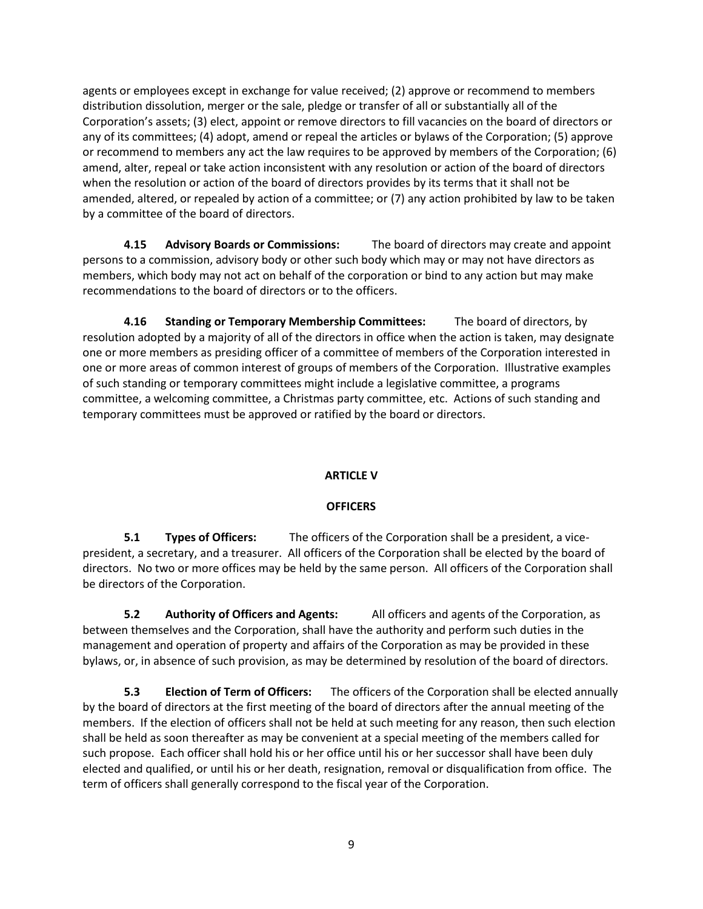agents or employees except in exchange for value received; (2) approve or recommend to members distribution dissolution, merger or the sale, pledge or transfer of all or substantially all of the Corporation's assets; (3) elect, appoint or remove directors to fill vacancies on the board of directors or any of its committees; (4) adopt, amend or repeal the articles or bylaws of the Corporation; (5) approve or recommend to members any act the law requires to be approved by members of the Corporation; (6) amend, alter, repeal or take action inconsistent with any resolution or action of the board of directors when the resolution or action of the board of directors provides by its terms that it shall not be amended, altered, or repealed by action of a committee; or (7) any action prohibited by law to be taken by a committee of the board of directors.

**4.15 Advisory Boards or Commissions:** The board of directors may create and appoint persons to a commission, advisory body or other such body which may or may not have directors as members, which body may not act on behalf of the corporation or bind to any action but may make recommendations to the board of directors or to the officers.

**4.16 Standing or Temporary Membership Committees:** The board of directors, by resolution adopted by a majority of all of the directors in office when the action is taken, may designate one or more members as presiding officer of a committee of members of the Corporation interested in one or more areas of common interest of groups of members of the Corporation. Illustrative examples of such standing or temporary committees might include a legislative committee, a programs committee, a welcoming committee, a Christmas party committee, etc. Actions of such standing and temporary committees must be approved or ratified by the board or directors.

## ARTICLE V

## OFFICERS

**5.1 Types of Officers:** The officers of the Corporation shall be a president, a vice-president, a secretary, and a treasurer. All officers of the Corporation shall be elected by the board of directors. No two or more offices may be held by the same person. All officers of the Corporation shall be directors of the Corporation.

**5.2 Authority of Officers and Agents:** All officers and agents of the Corporation, as between themselves and the Corporation, shall have the authority and perform such duties in the management and operation of property and affairs of the Corporation as may be provided in these bylaws, or, in absence of such provision, as may be determined by resolution of the board of directors.

**5.3 Election of Term of Officers:** The officers of the Corporation shall be elected annually by the board of directors at the first meeting of the board of directors after the annual meeting of the members. If the election of officers shall not be held at such meeting for any reason, then such election shall be held as soon thereafter as may be convenient at a special meeting of the members called for such propose. Each officer shall hold his or her office until his or her successor shall have been duly elected and qualified, or until his or her death, resignation, removal or disqualification from office. The term of officers shall generally correspond to the fiscal year of the Corporation.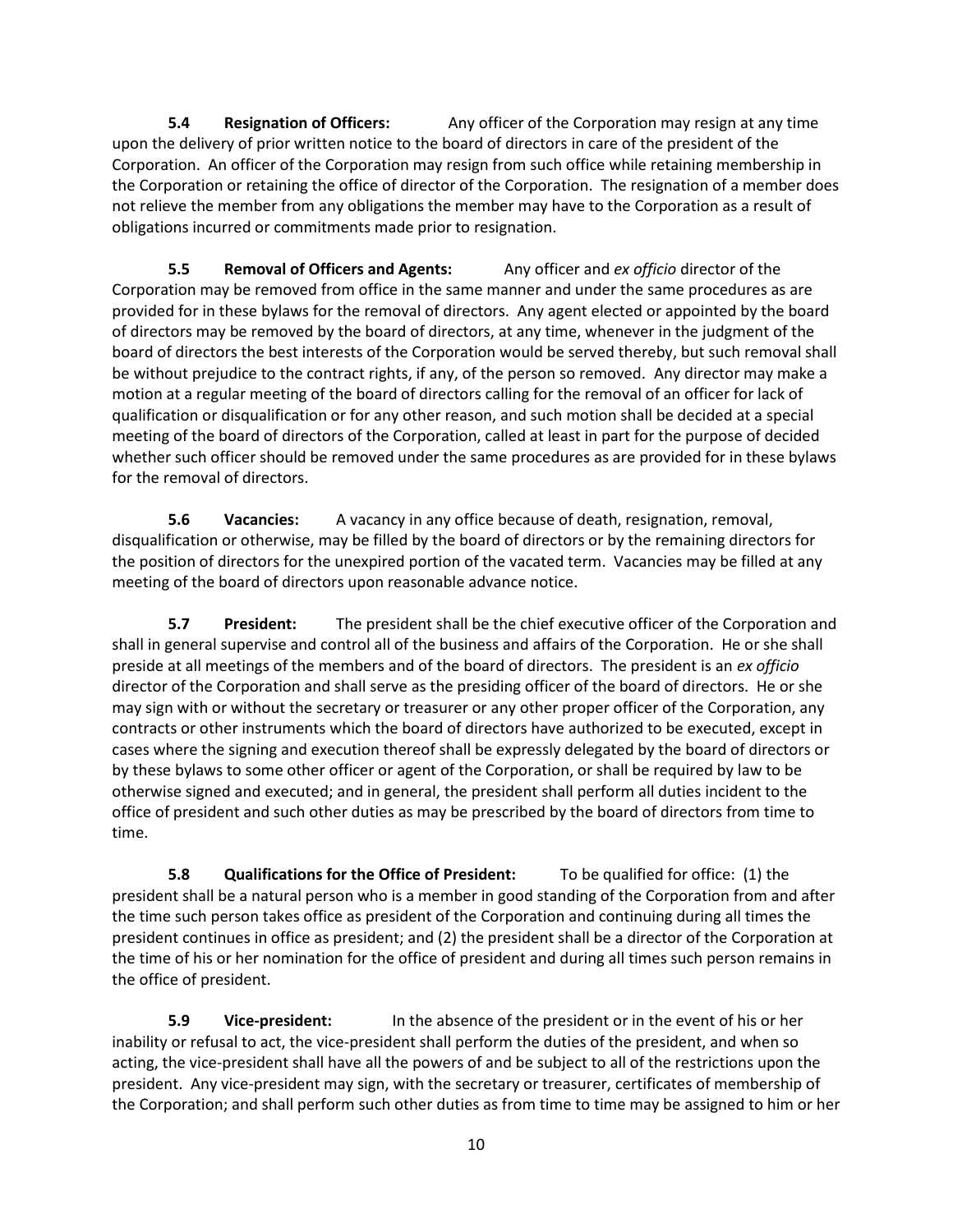**5.4 Resignation of Officers:** Any officer of the Corporation may resign at any time upon the delivery of prior written notice to the board of directors in care of the president of the Corporation. An officer of the Corporation may resign from such office while retaining membership in the Corporation or retaining the office of director of the Corporation. The resignation of a member does not relieve the member from any obligations the member may have to the Corporation as a result of obligations incurred or commitments made prior to resignation.

**5.5 Removal of Officers and Agents:** Any officer and *ex officio* director of the Corporation may be removed from office in the same manner and under the same procedures as are provided for in these bylaws for the removal of directors. Any agent elected or appointed by the board of directors may be removed by the board of directors, at any time, whenever in the judgment of the board of directors the best interests of the Corporation would be served thereby, but such removal shall be without prejudice to the contract rights, if any, of the person so removed. Any director may make a motion at a regular meeting of the board of directors calling for the removal of an officer for lack of qualification or disqualification or for any other reason, and such motion shall be decided at a special meeting of the board of directors of the Corporation, called at least in part for the purpose of decided whether such officer should be removed under the same procedures as are provided for in these bylaws for the removal of directors.

**5.6 Vacancies:** A vacancy in any office because of death, resignation, removal, disqualification or otherwise, may be filled by the board of directors or by the remaining directors for the position of directors for the unexpired portion of the vacated term. Vacancies may be filled at any meeting of the board of directors upon reasonable advance notice.

**5.7 President:** The president shall be the chief executive officer of the Corporation and shall in general supervise and control all of the business and affairs of the Corporation. He or she shall preside at all meetings of the members and of the board of directors. The president is an *ex officio* director of the Corporation and shall serve as the presiding officer of the board of directors. He or she may sign with or without the secretary or treasurer or any other proper officer of the Corporation, any contracts or other instruments which the board of directors have authorized to be executed, except in cases where the signing and execution thereof shall be expressly delegated by the board of directors or by these bylaws to some other officer or agent of the Corporation, or shall be required by law to be otherwise signed and executed; and in general, the president shall perform all duties incident to the office of president and such other duties as may be prescribed by the board of directors from time to time.

**5.8 Qualifications for the Office of President:** To be qualified for office: (1) the president shall be a natural person who is a member in good standing of the Corporation from and after the time such person takes office as president of the Corporation and continuing during all times the president continues in office as president; and (2) the president shall be a director of the Corporation at the time of his or her nomination for the office of president and during all times such person remains in the office of president.

**5.9 Vice-president:** In the absence of the president or in the event of his or her inability or refusal to act, the vice-president shall perform the duties of the president, and when so acting, the vice-president shall have all the powers of and be subject to all of the restrictions upon the president. Any vice-president may sign, with the secretary or treasurer, certificates of membership of the Corporation; and shall perform such other duties as from time to time may be assigned to him or her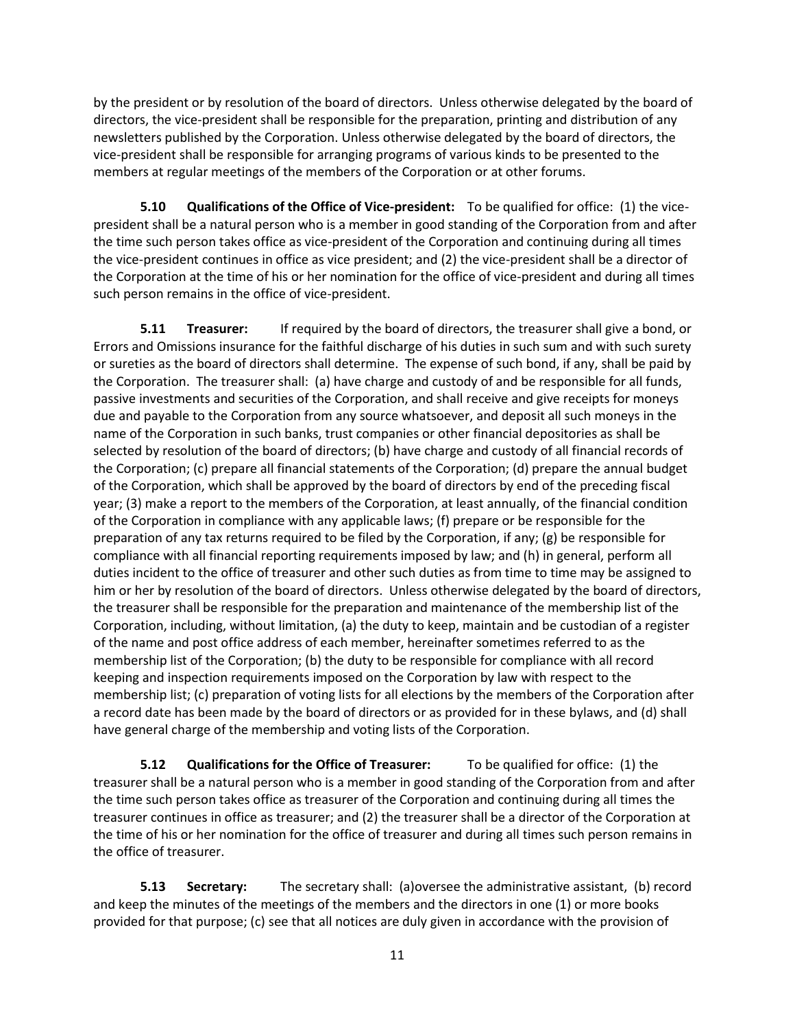by the president or by resolution of the board of directors. Unless otherwise delegated by the board of directors, the vice-president shall be responsible for the preparation, printing and distribution of any newsletters published by the Corporation. Unless otherwise delegated by the board of directors, the vice-president shall be responsible for arranging programs of various kinds to be presented to the members at regular meetings of the members of the Corporation or at other forums.

**5.10 Qualifications of the Office of Vice-president:** To be qualified for office: (1) the vice-president shall be a natural person who is a member in good standing of the Corporation from and after the time such person takes office as vice-president of the Corporation and continuing during all times the vice-president continues in office as vice president; and (2) the vice-president shall be a director of the Corporation at the time of his or her nomination for the office of vice-president and during all times such person remains in the office of vice-president.

**5.11 Treasurer:** If required by the board of directors, the treasurer shall give a bond, or Errors and Omissions insurance for the faithful discharge of his duties in such sum and with such surety or sureties as the board of directors shall determine. The expense of such bond, if any, shall be paid by the Corporation. The treasurer shall: (a) have charge and custody of and be responsible for all funds, passive investments and securities of the Corporation, and shall receive and give receipts for moneys due and payable to the Corporation from any source whatsoever, and deposit all such moneys in the name of the Corporation in such banks, trust companies or other financial depositories as shall be selected by resolution of the board of directors; (b) have charge and custody of all financial records of the Corporation; (c) prepare all financial statements of the Corporation; (d) prepare the annual budget of the Corporation, which shall be approved by the board of directors by end of the preceding fiscal year; (3) make a report to the members of the Corporation, at least annually, of the financial condition of the Corporation in compliance with any applicable laws; (f) prepare or be responsible for the preparation of any tax returns required to be filed by the Corporation, if any; (g) be responsible for compliance with all financial reporting requirements imposed by law; and (h) in general, perform all duties incident to the office of treasurer and other such duties as from time to time may be assigned to him or her by resolution of the board of directors. Unless otherwise delegated by the board of directors, the treasurer shall be responsible for the preparation and maintenance of the membership list of the Corporation, including, without limitation, (a) the duty to keep, maintain and be custodian of a register of the name and post office address of each member, hereinafter sometimes referred to as the membership list of the Corporation; (b) the duty to be responsible for compliance with all record keeping and inspection requirements imposed on the Corporation by law with respect to the membership list; (c) preparation of voting lists for all elections by the members of the Corporation after a record date has been made by the board of directors or as provided for in these bylaws, and (d) shall have general charge of the membership and voting lists of the Corporation.

**5.12 Qualifications for the Office of Treasurer:** To be qualified for office: (1) the treasurer shall be a natural person who is a member in good standing of the Corporation from and after the time such person takes office as treasurer of the Corporation and continuing during all times the treasurer continues in office as treasurer; and (2) the treasurer shall be a director of the Corporation at the time of his or her nomination for the office of treasurer and during all times such person remains in the office of treasurer.

**5.13 Secretary:** The secretary shall: (a)oversee the administrative assistant, (b) record and keep the minutes of the meetings of the members and the directors in one (1) or more books provided for that purpose; (c) see that all notices are duly given in accordance with the provision of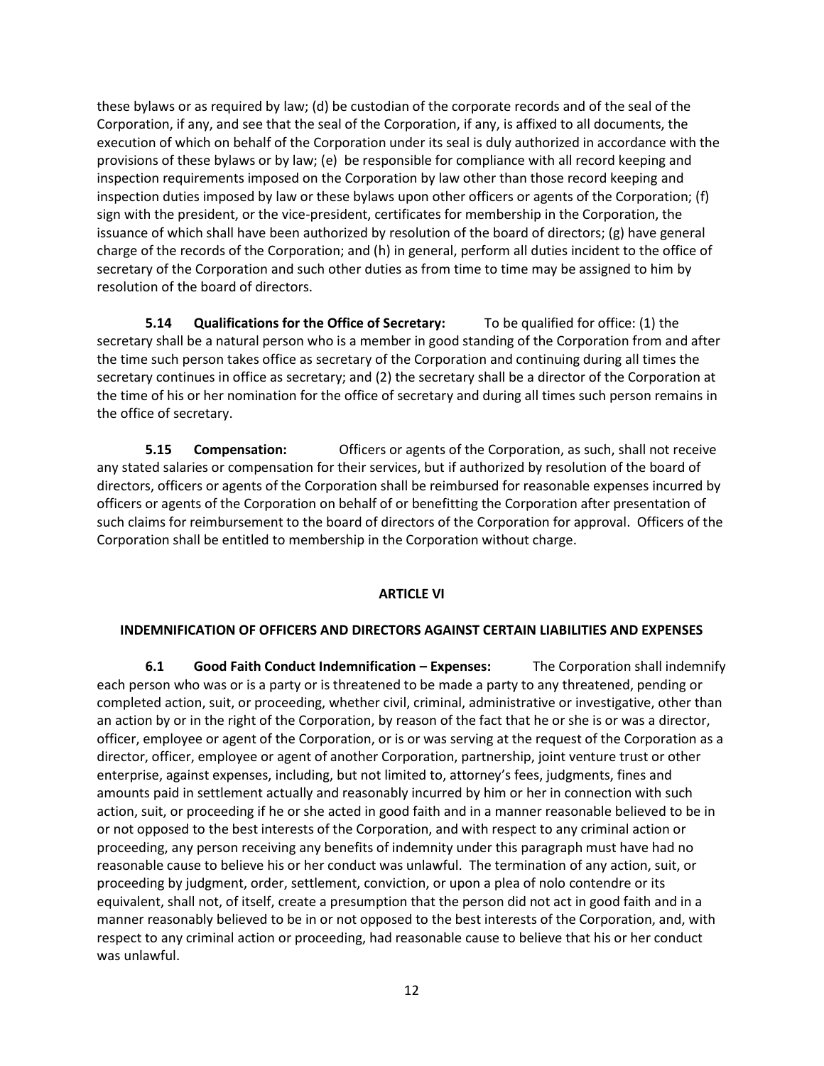these bylaws or as required by law; (d) be custodian of the corporate records and of the seal of the Corporation, if any, and see that the seal of the Corporation, if any, is affixed to all documents, the execution of which on behalf of the Corporation under its seal is duly authorized in accordance with the provisions of these bylaws or by law; (e) be responsible for compliance with all record keeping and inspection requirements imposed on the Corporation by law other than those record keeping and inspection duties imposed by law or these bylaws upon other officers or agents of the Corporation; (f) sign with the president, or the vice-president, certificates for membership in the Corporation, the issuance of which shall have been authorized by resolution of the board of directors; (g) have general charge of the records of the Corporation; and (h) in general, perform all duties incident to the office of secretary of the Corporation and such other duties as from time to time may be assigned to him by resolution of the board of directors.

**5.14 Qualifications for the Office of Secretary:** To be qualified for office: (1) the secretary shall be a natural person who is a member in good standing of the Corporation from and after the time such person takes office as secretary of the Corporation and continuing during all times the secretary continues in office as secretary; and (2) the secretary shall be a director of the Corporation at the time of his or her nomination for the office of secretary and during all times such person remains in the office of secretary.

**5.15 Compensation:** Officers or agents of the Corporation, as such, shall not receive any stated salaries or compensation for their services, but if authorized by resolution of the board of directors, officers or agents of the Corporation shall be reimbursed for reasonable expenses incurred by officers or agents of the Corporation on behalf of or benefitting the Corporation after presentation of such claims for reimbursement to the board of directors of the Corporation for approval. Officers of the Corporation shall be entitled to membership in the Corporation without charge.

## ARTICLE VI

## INDEMNIFICATION OF OFFICERS AND DIRECTORS AGAINST CERTAIN LIABILITIES AND EXPENSES

**6.1 Good Faith Conduct Indemnification – Expenses:** The Corporation shall indemnify each person who was or is a party or is threatened to be made a party to any threatened, pending or completed action, suit, or proceeding, whether civil, criminal, administrative or investigative, other than an action by or in the right of the Corporation, by reason of the fact that he or she is or was a director, officer, employee or agent of the Corporation, or is or was serving at the request of the Corporation as a director, officer, employee or agent of another Corporation, partnership, joint venture trust or other enterprise, against expenses, including, but not limited to, attorney's fees, judgments, fines and amounts paid in settlement actually and reasonably incurred by him or her in connection with such action, suit, or proceeding if he or she acted in good faith and in a manner reasonable believed to be in or not opposed to the best interests of the Corporation, and with respect to any criminal action or proceeding, any person receiving any benefits of indemnity under this paragraph must have had no reasonable cause to believe his or her conduct was unlawful. The termination of any action, suit, or proceeding by judgment, order, settlement, conviction, or upon a plea of nolo contendre or its equivalent, shall not, of itself, create a presumption that the person did not act in good faith and in a manner reasonably believed to be in or not opposed to the best interests of the Corporation, and, with respect to any criminal action or proceeding, had reasonable cause to believe that his or her conduct was unlawful.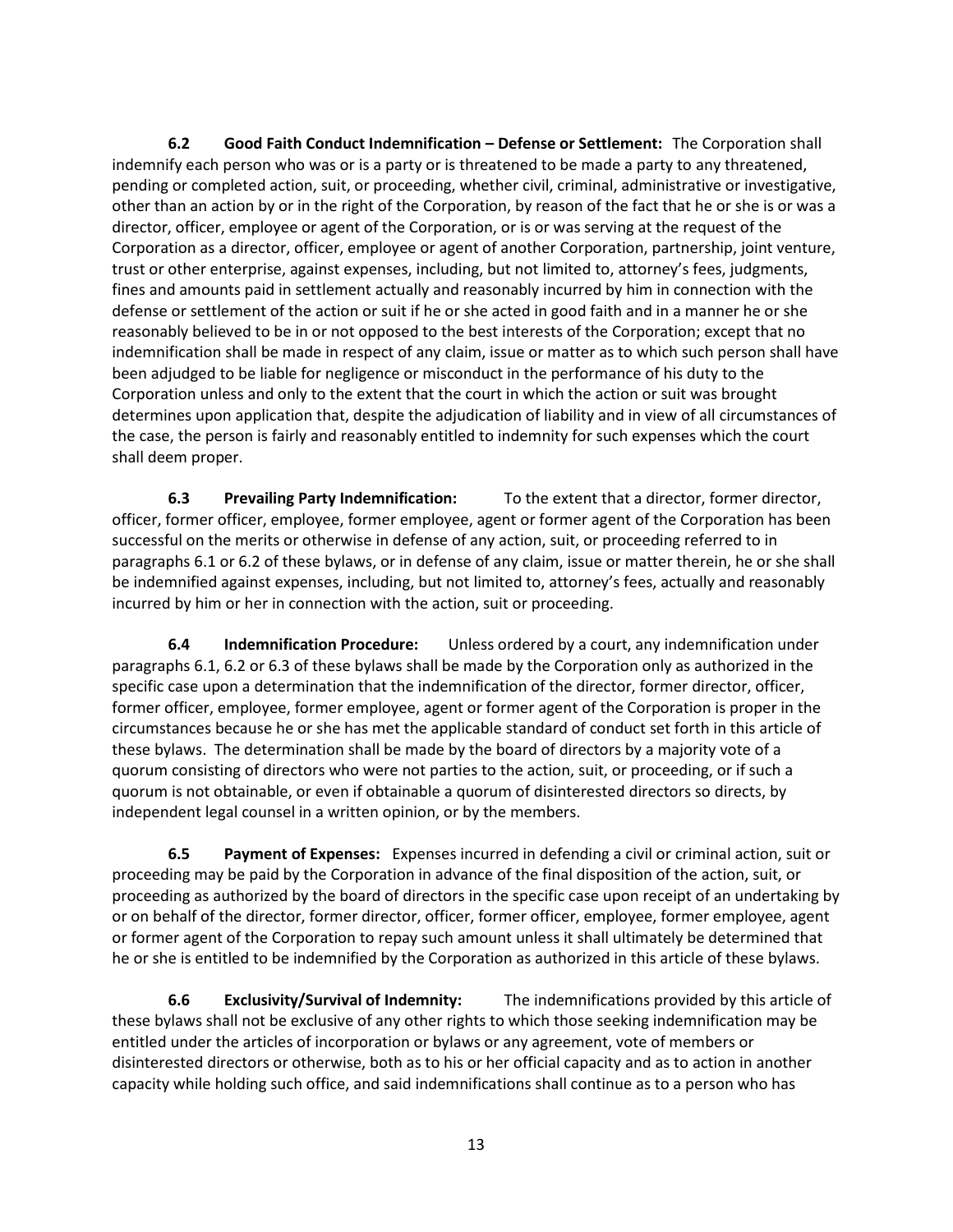**6.2 Good Faith Conduct Indemnification – Defense or Settlement:** The Corporation shall indemnify each person who was or is a party or is threatened to be made a party to any threatened, pending or completed action, suit, or proceeding, whether civil, criminal, administrative or investigative, other than an action by or in the right of the Corporation, by reason of the fact that he or she is or was a director, officer, employee or agent of the Corporation, or is or was serving at the request of the Corporation as a director, officer, employee or agent of another Corporation, partnership, joint venture, trust or other enterprise, against expenses, including, but not limited to, attorney's fees, judgments, fines and amounts paid in settlement actually and reasonably incurred by him in connection with the defense or settlement of the action or suit if he or she acted in good faith and in a manner he or she reasonably believed to be in or not opposed to the best interests of the Corporation; except that no indemnification shall be made in respect of any claim, issue or matter as to which such person shall have been adjudged to be liable for negligence or misconduct in the performance of his duty to the Corporation unless and only to the extent that the court in which the action or suit was brought determines upon application that, despite the adjudication of liability and in view of all circumstances of the case, the person is fairly and reasonably entitled to indemnity for such expenses which the court shall deem proper.

**6.3 Prevailing Party Indemnification:** To the extent that a director, former director, officer, former officer, employee, former employee, agent or former agent of the Corporation has been successful on the merits or otherwise in defense of any action, suit, or proceeding referred to in paragraphs 6.1 or 6.2 of these bylaws, or in defense of any claim, issue or matter therein, he or she shall be indemnified against expenses, including, but not limited to, attorney's fees, actually and reasonably incurred by him or her in connection with the action, suit or proceeding.

**6.4 Indemnification Procedure:** Unless ordered by a court, any indemnification under paragraphs 6.1, 6.2 or 6.3 of these bylaws shall be made by the Corporation only as authorized in the specific case upon a determination that the indemnification of the director, former director, officer, former officer, employee, former employee, agent or former agent of the Corporation is proper in the circumstances because he or she has met the applicable standard of conduct set forth in this article of these bylaws. The determination shall be made by the board of directors by a majority vote of a quorum consisting of directors who were not parties to the action, suit, or proceeding, or if such a quorum is not obtainable, or even if obtainable a quorum of disinterested directors so directs, by independent legal counsel in a written opinion, or by the members.

**6.5 Payment of Expenses:** Expenses incurred in defending a civil or criminal action, suit or proceeding may be paid by the Corporation in advance of the final disposition of the action, suit, or proceeding as authorized by the board of directors in the specific case upon receipt of an undertaking by or on behalf of the director, former director, officer, former officer, employee, former employee, agent or former agent of the Corporation to repay such amount unless it shall ultimately be determined that he or she is entitled to be indemnified by the Corporation as authorized in this article of these bylaws.

**6.6 Exclusivity/Survival of Indemnity:** The indemnifications provided by this article of these bylaws shall not be exclusive of any other rights to which those seeking indemnification may be entitled under the articles of incorporation or bylaws or any agreement, vote of members or disinterested directors or otherwise, both as to his or her official capacity and as to action in another capacity while holding such office, and said indemnifications shall continue as to a person who has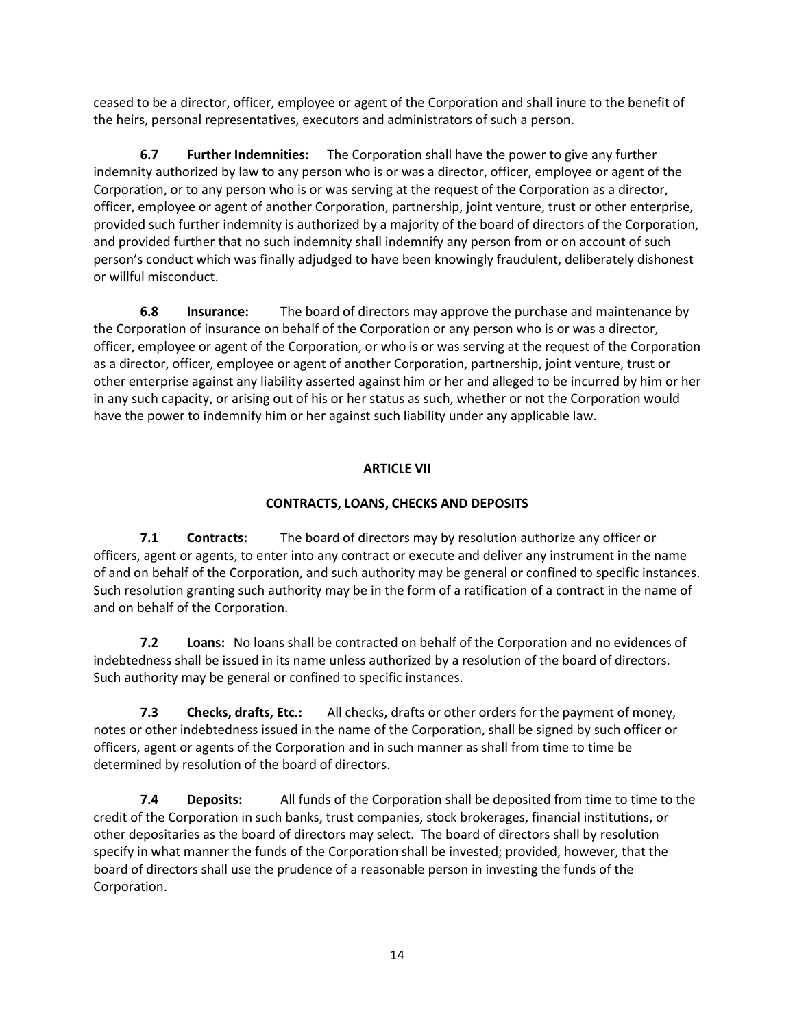ceased to be a director, officer, employee or agent of the Corporation and shall inure to the benefit of the heirs, personal representatives, executors and administrators of such a person.

**6.7 Further Indemnities:** The Corporation shall have the power to give any further indemnity authorized by law to any person who is or was a director, officer, employee or agent of the Corporation, or to any person who is or was serving at the request of the Corporation as a director, officer, employee or agent of another Corporation, partnership, joint venture, trust or other enterprise, provided such further indemnity is authorized by a majority of the board of directors of the Corporation, and provided further that no such indemnity shall indemnify any person from or on account of such person's conduct which was finally adjudged to have been knowingly fraudulent, deliberately dishonest or willful misconduct.

**6.8 Insurance:** The board of directors may approve the purchase and maintenance by the Corporation of insurance on behalf of the Corporation or any person who is or was a director, officer, employee or agent of the Corporation, or who is or was serving at the request of the Corporation as a director, officer, employee or agent of another Corporation, partnership, joint venture, trust or other enterprise against any liability asserted against him or her and alleged to be incurred by him or her in any such capacity, or arising out of his or her status as such, whether or not the Corporation would have the power to indemnify him or her against such liability under any applicable law.

## ARTICLE VII

## CONTRACTS, LOANS, CHECKS AND DEPOSITS

**7.1 Contracts:** The board of directors may by resolution authorize any officer or officers, agent or agents, to enter into any contract or execute and deliver any instrument in the name of and on behalf of the Corporation, and such authority may be general or confined to specific instances. Such resolution granting such authority may be in the form of a ratification of a contract in the name of and on behalf of the Corporation.

**7.2 Loans:** No loans shall be contracted on behalf of the Corporation and no evidences of indebtedness shall be issued in its name unless authorized by a resolution of the board of directors. Such authority may be general or confined to specific instances.

**7.3 Checks, drafts, Etc.:** All checks, drafts or other orders for the payment of money, notes or other indebtedness issued in the name of the Corporation, shall be signed by such officer or officers, agent or agents of the Corporation and in such manner as shall from time to time be determined by resolution of the board of directors.

**7.4 Deposits:** All funds of the Corporation shall be deposited from time to time to the credit of the Corporation in such banks, trust companies, stock brokerages, financial institutions, or other depositaries as the board of directors may select. The board of directors shall by resolution specify in what manner the funds of the Corporation shall be invested; provided, however, that the board of directors shall use the prudence of a reasonable person in investing the funds of the Corporation.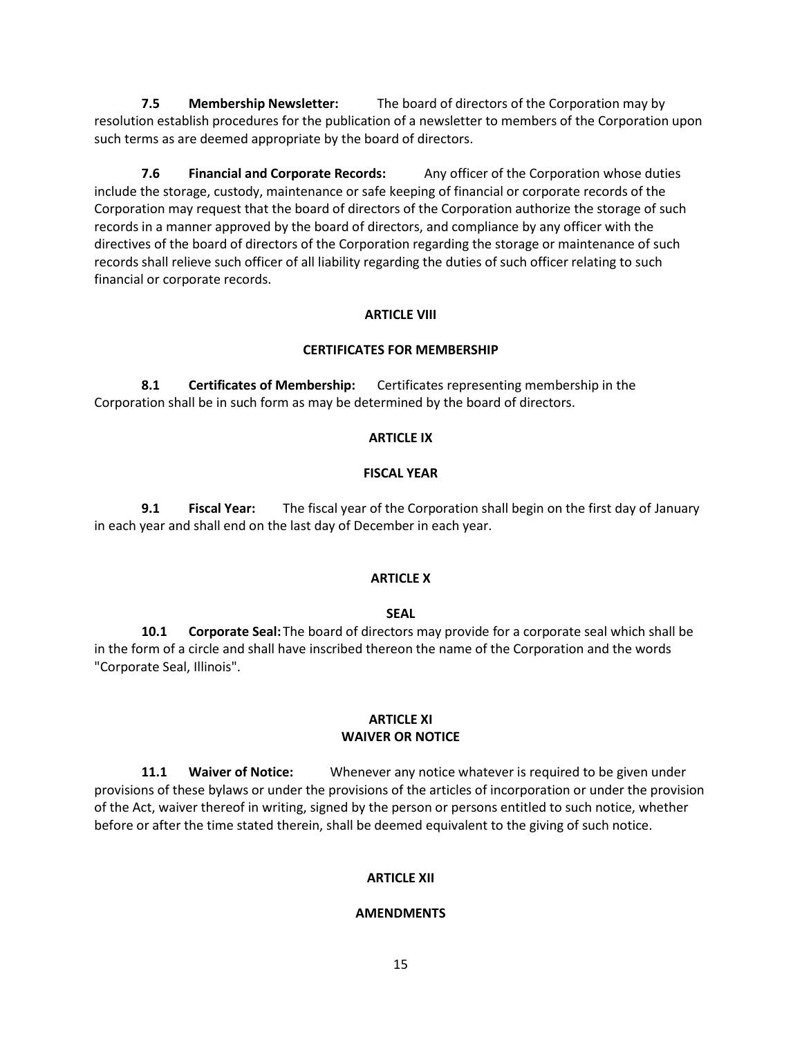**7.5 Membership Newsletter:** The board of directors of the Corporation may by resolution establish procedures for the publication of a newsletter to members of the Corporation upon such terms as are deemed appropriate by the board of directors.

**7.6 Financial and Corporate Records:** Any officer of the Corporation whose duties include the storage, custody, maintenance or safe keeping of financial or corporate records of the Corporation may request that the board of directors of the Corporation authorize the storage of such records in a manner approved by the board of directors, and compliance by any officer with the directives of the board of directors of the Corporation regarding the storage or maintenance of such records shall relieve such officer of all liability regarding the duties of such officer relating to such financial or corporate records.

## ARTICLE VIII

## CERTIFICATES FOR MEMBERSHIP

**8.1 Certificates of Membership:** Certificates representing membership in the Corporation shall be in such form as may be determined by the board of directors.

## ARTICLE IX

## FISCAL YEAR

**9.1 Fiscal Year:** The fiscal year of the Corporation shall begin on the first day of January in each year and shall end on the last day of December in each year.

## ARTICLE X

## SEAL

**10.1 Corporate Seal:** The board of directors may provide for a corporate seal which shall be in the form of a circle and shall have inscribed thereon the name of the Corporation and the words "Corporate Seal, Illinois".

## ARTICLE XI
## WAIVER OR NOTICE

**11.1 Waiver of Notice:** Whenever any notice whatever is required to be given under provisions of these bylaws or under the provisions of the articles of incorporation or under the provision of the Act, waiver thereof in writing, signed by the person or persons entitled to such notice, whether before or after the time stated therein, shall be deemed equivalent to the giving of such notice.

## ARTICLE XII

## AMENDMENTS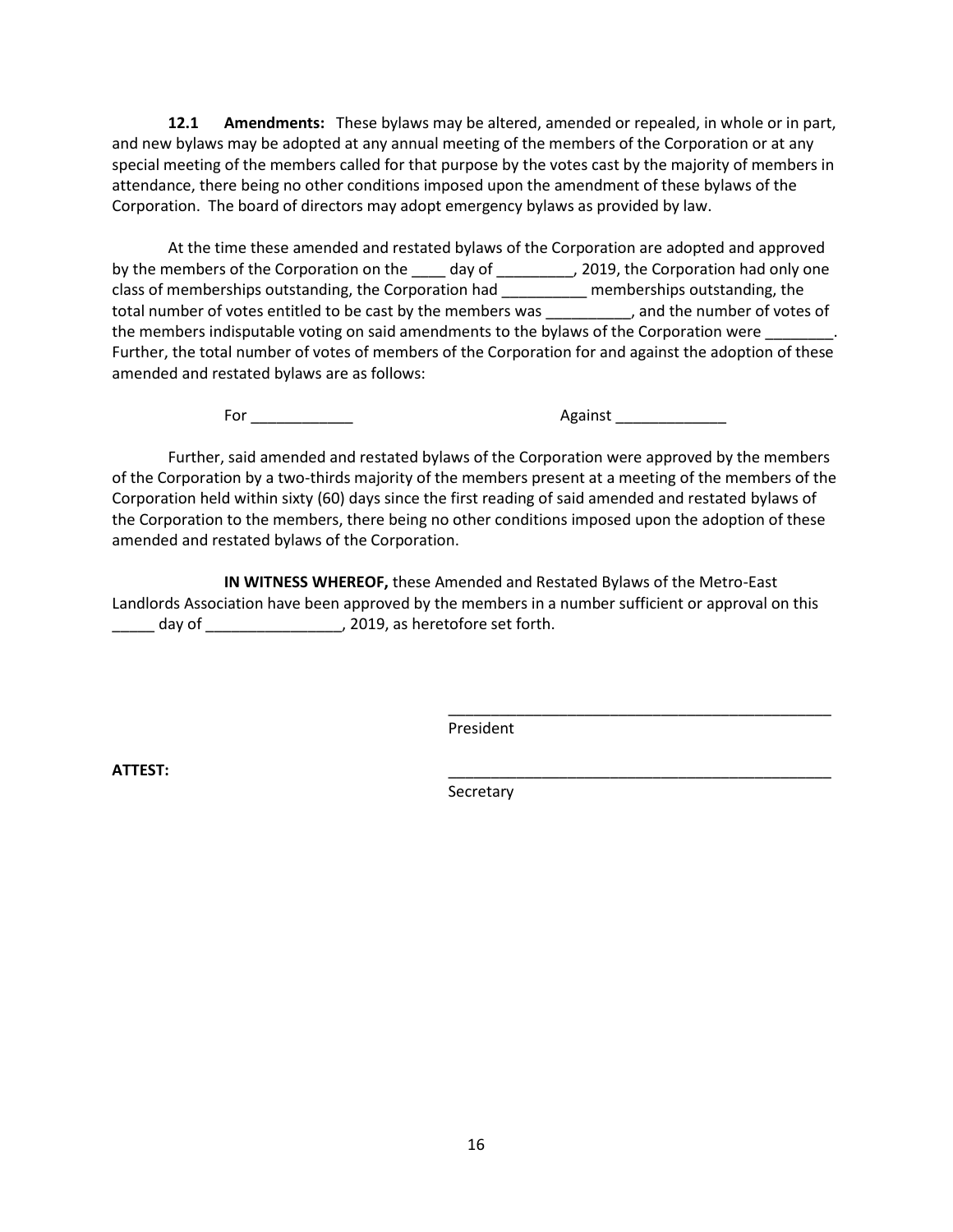**12.1 Amendments:** These bylaws may be altered, amended or repealed, in whole or in part, and new bylaws may be adopted at any annual meeting of the members of the Corporation or at any special meeting of the members called for that purpose by the votes cast by the majority of members in attendance, there being no other conditions imposed upon the amendment of these bylaws of the Corporation. The board of directors may adopt emergency bylaws as provided by law.

At the time these amended and restated bylaws of the Corporation are adopted and approved by the members of the Corporation on the ____ day of _________, 2019, the Corporation had only one class of memberships outstanding, the Corporation had __________ memberships outstanding, the total number of votes entitled to be cast by the members was __________, and the number of votes of the members indisputable voting on said amendments to the bylaws of the Corporation were ________. Further, the total number of votes of members of the Corporation for and against the adoption of these amended and restated bylaws are as follows:

For ____________ Against _____________

Further, said amended and restated bylaws of the Corporation were approved by the members of the Corporation by a two-thirds majority of the members present at a meeting of the members of the Corporation held within sixty (60) days since the first reading of said amended and restated bylaws of the Corporation to the members, there being no other conditions imposed upon the adoption of these amended and restated bylaws of the Corporation.

**IN WITNESS WHEREOF,** these Amended and Restated Bylaws of the Metro-East Landlords Association have been approved by the members in a number sufficient or approval on this _____ day of ________________, 2019, as heretofore set forth.

_______________________________________________
President

**ATTEST:**

_______________________________________________
Secretary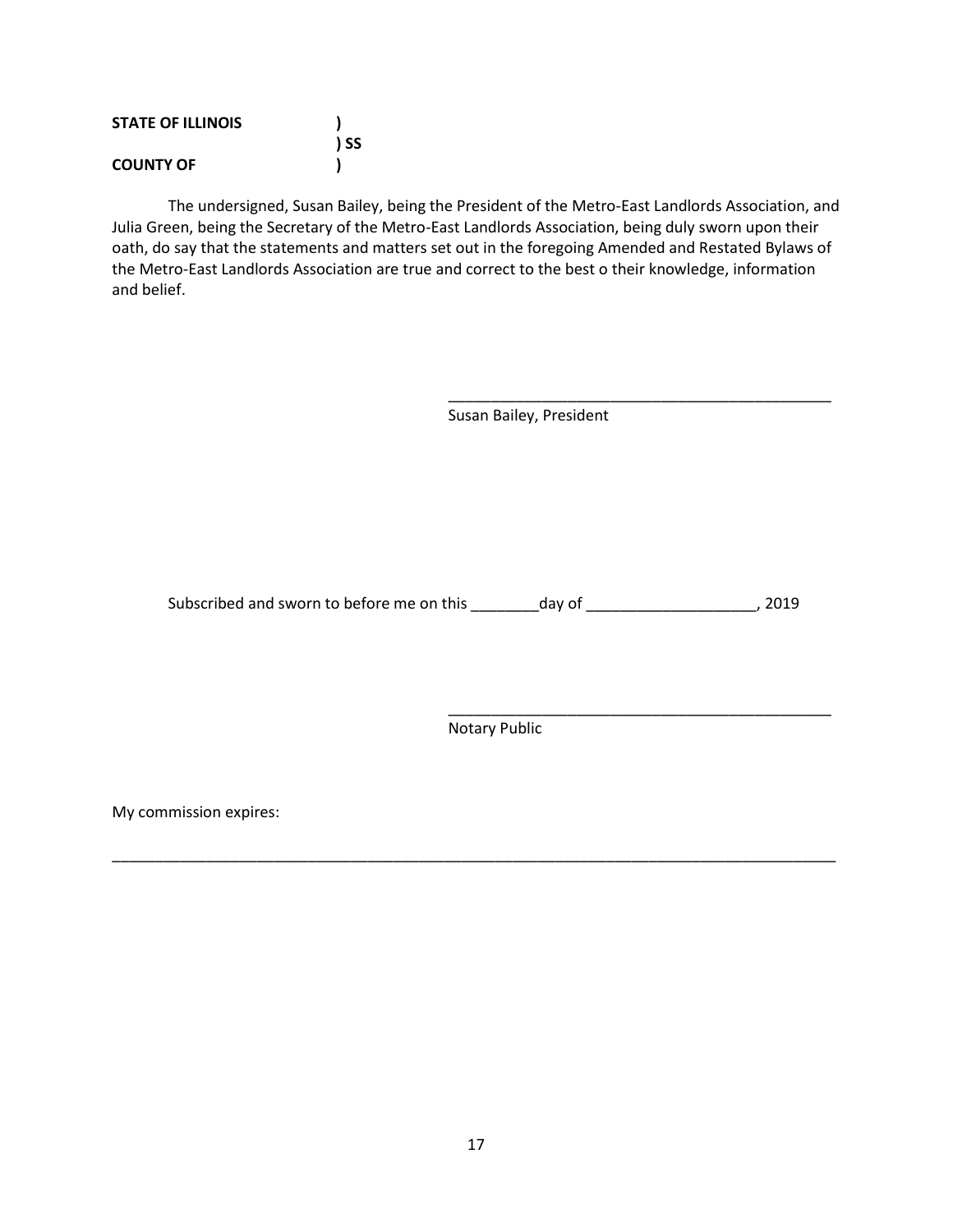**STATE OF ILLINOIS )**
**) SS**
**COUNTY OF )**

The undersigned, Susan Bailey, being the President of the Metro-East Landlords Association, and Julia Green, being the Secretary of the Metro-East Landlords Association, being duly sworn upon their oath, do say that the statements and matters set out in the foregoing Amended and Restated Bylaws of the Metro-East Landlords Association are true and correct to the best o their knowledge, information and belief.

______________________________________________
Susan Bailey, President

Subscribed and sworn to before me on this ________day of ____________________, 2019

______________________________________________
Notary Public

My commission expires:

_____________________________________________________________________________________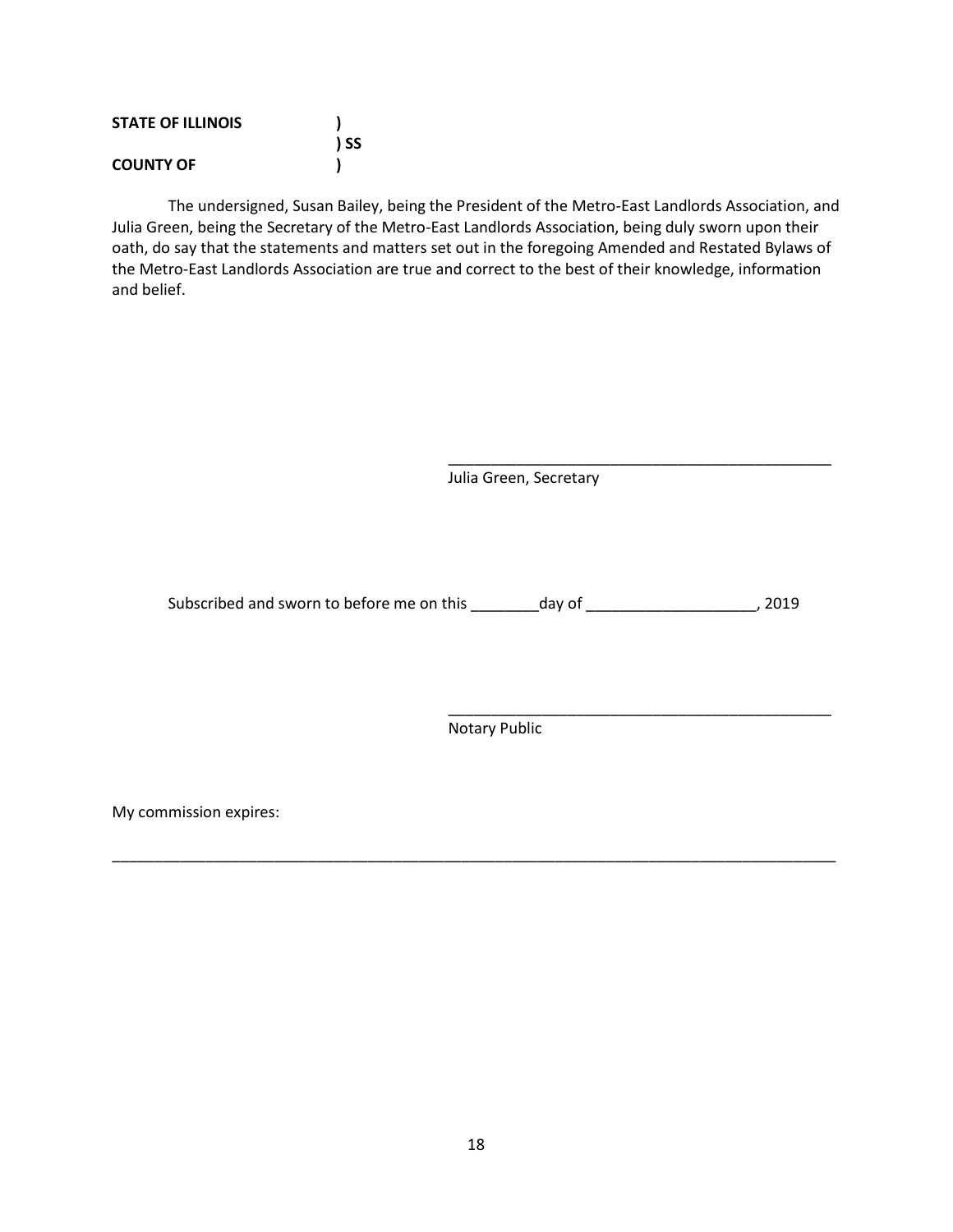**STATE OF ILLINOIS )**
**) SS**
**COUNTY OF )**

The undersigned, Susan Bailey, being the President of the Metro-East Landlords Association, and Julia Green, being the Secretary of the Metro-East Landlords Association, being duly sworn upon their oath, do say that the statements and matters set out in the foregoing Amended and Restated Bylaws of the Metro-East Landlords Association are true and correct to the best of their knowledge, information and belief.

\_\_\_\_\_\_\_\_\_\_\_\_\_\_\_\_\_\_\_\_\_\_\_\_\_\_\_\_\_\_\_\_\_\_\_\_\_\_\_\_\_\_\_\_\_\_
Julia Green, Secretary

Subscribed and sworn to before me on this \_\_\_\_\_\_\_\_day of \_\_\_\_\_\_\_\_\_\_\_\_\_\_\_\_\_\_\_\_, 2019

\_\_\_\_\_\_\_\_\_\_\_\_\_\_\_\_\_\_\_\_\_\_\_\_\_\_\_\_\_\_\_\_\_\_\_\_\_\_\_\_\_\_\_\_\_\_
Notary Public

My commission expires:

\_\_\_\_\_\_\_\_\_\_\_\_\_\_\_\_\_\_\_\_\_\_\_\_\_\_\_\_\_\_\_\_\_\_\_\_\_\_\_\_\_\_\_\_\_\_\_\_\_\_\_\_\_\_\_\_\_\_\_\_\_\_\_\_\_\_\_\_\_\_\_\_\_\_\_\_\_\_\_\_\_\_\_\_\_\_\_\_\_\_